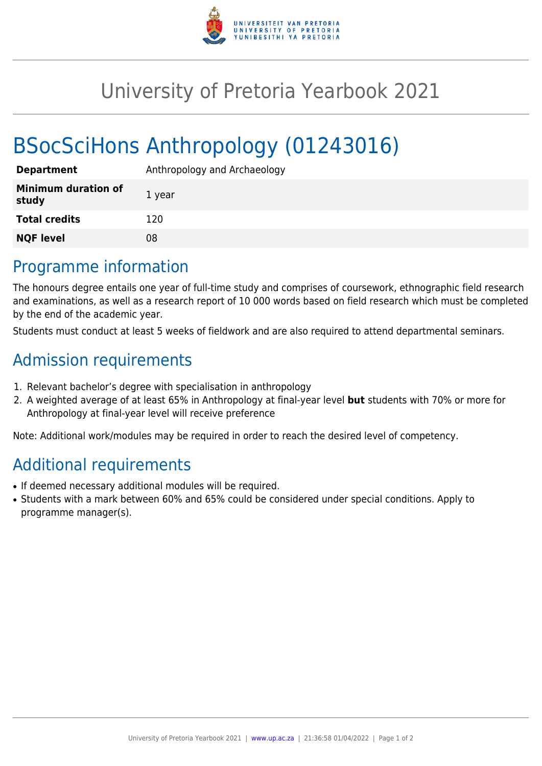# University of Pretoria Yearbook 2021

# BSocSciHons Anthropology (01243016)

| | |
|---|---|
| **Department** | Anthropology and Archaeology |
| **Minimum duration of study** | 1 year |
| **Total credits** | 120 |
| **NQF level** | 08 |

## Programme information

The honours degree entails one year of full-time study and comprises of coursework, ethnographic field research and examinations, as well as a research report of 10 000 words based on field research which must be completed by the end of the academic year.

Students must conduct at least 5 weeks of fieldwork and are also required to attend departmental seminars.

## Admission requirements

1. Relevant bachelor's degree with specialisation in anthropology
2. A weighted average of at least 65% in Anthropology at final-year level **but** students with 70% or more for Anthropology at final-year level will receive preference

Note: Additional work/modules may be required in order to reach the desired level of competency.

## Additional requirements

- If deemed necessary additional modules will be required.
- Students with a mark between 60% and 65% could be considered under special conditions. Apply to programme manager(s).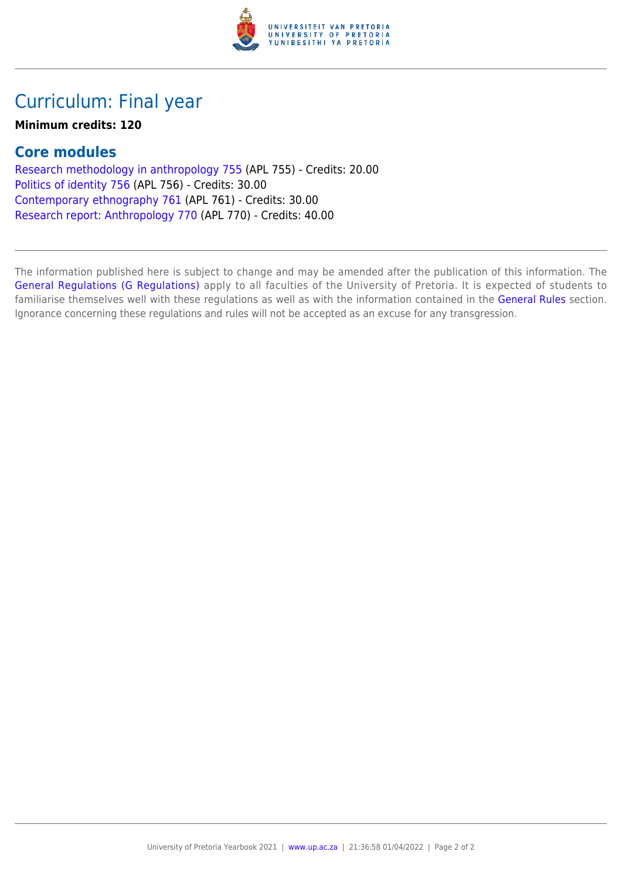## Curriculum: Final year

**Minimum credits: 120**

### Core modules

Research methodology in anthropology 755 (APL 755) - Credits: 20.00
Politics of identity 756 (APL 756) - Credits: 30.00
Contemporary ethnography 761 (APL 761) - Credits: 30.00
Research report: Anthropology 770 (APL 770) - Credits: 40.00

---

The information published here is subject to change and may be amended after the publication of this information. The General Regulations (G Regulations) apply to all faculties of the University of Pretoria. It is expected of students to familiarise themselves well with these regulations as well as with the information contained in the General Rules section. Ignorance concerning these regulations and rules will not be accepted as an excuse for any transgression.